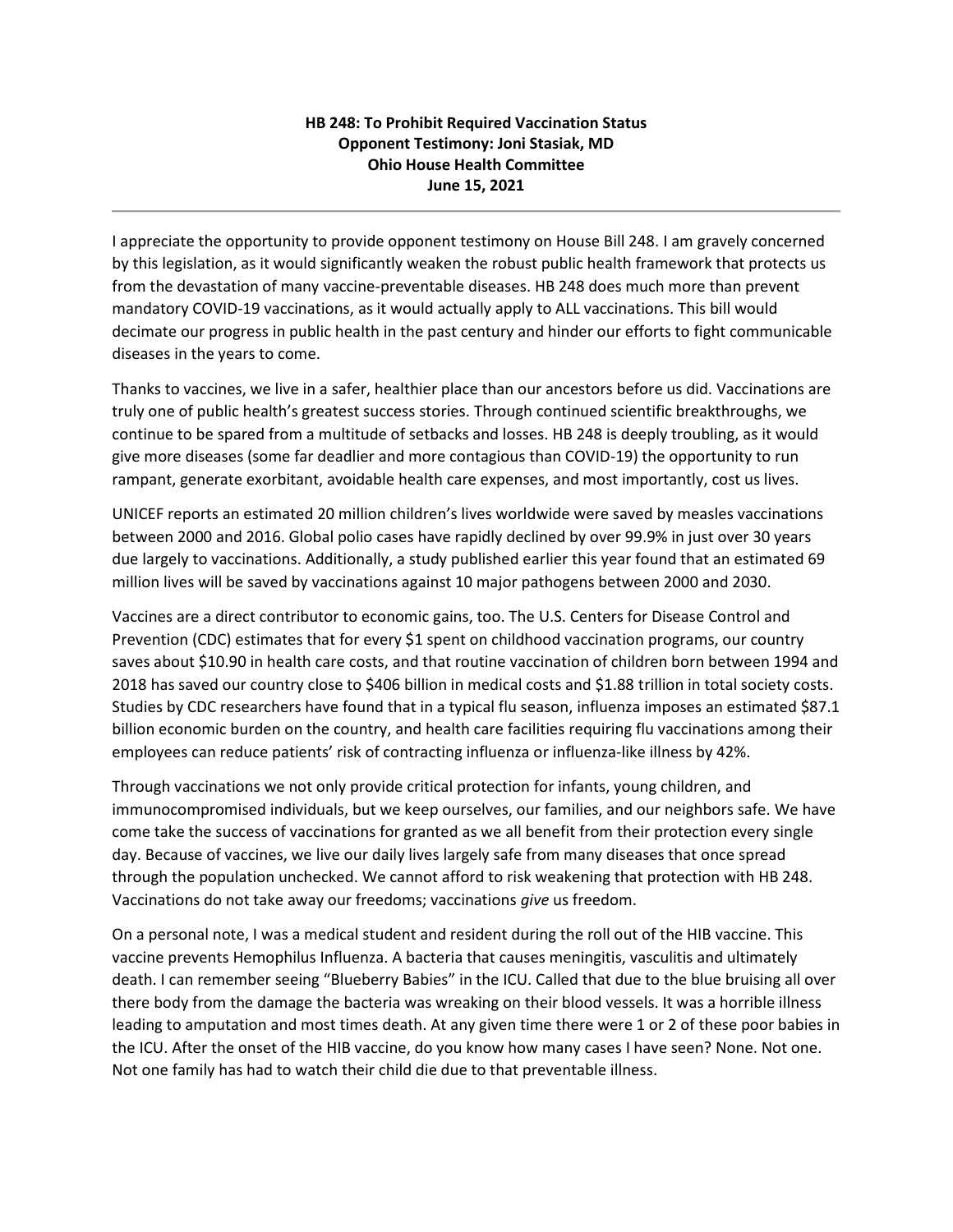**HB 248: To Prohibit Required Vaccination Status**
**Opponent Testimony: Joni Stasiak, MD**
**Ohio House Health Committee**
**June 15, 2021**

---

I appreciate the opportunity to provide opponent testimony on House Bill 248. I am gravely concerned by this legislation, as it would significantly weaken the robust public health framework that protects us from the devastation of many vaccine-preventable diseases. HB 248 does much more than prevent mandatory COVID-19 vaccinations, as it would actually apply to ALL vaccinations. This bill would decimate our progress in public health in the past century and hinder our efforts to fight communicable diseases in the years to come.

Thanks to vaccines, we live in a safer, healthier place than our ancestors before us did. Vaccinations are truly one of public health's greatest success stories. Through continued scientific breakthroughs, we continue to be spared from a multitude of setbacks and losses. HB 248 is deeply troubling, as it would give more diseases (some far deadlier and more contagious than COVID-19) the opportunity to run rampant, generate exorbitant, avoidable health care expenses, and most importantly, cost us lives.

UNICEF reports an estimated 20 million children's lives worldwide were saved by measles vaccinations between 2000 and 2016. Global polio cases have rapidly declined by over 99.9% in just over 30 years due largely to vaccinations. Additionally, a study published earlier this year found that an estimated 69 million lives will be saved by vaccinations against 10 major pathogens between 2000 and 2030.

Vaccines are a direct contributor to economic gains, too. The U.S. Centers for Disease Control and Prevention (CDC) estimates that for every $1 spent on childhood vaccination programs, our country saves about $10.90 in health care costs, and that routine vaccination of children born between 1994 and 2018 has saved our country close to $406 billion in medical costs and $1.88 trillion in total society costs. Studies by CDC researchers have found that in a typical flu season, influenza imposes an estimated $87.1 billion economic burden on the country, and health care facilities requiring flu vaccinations among their employees can reduce patients' risk of contracting influenza or influenza-like illness by 42%.

Through vaccinations we not only provide critical protection for infants, young children, and immunocompromised individuals, but we keep ourselves, our families, and our neighbors safe. We have come take the success of vaccinations for granted as we all benefit from their protection every single day. Because of vaccines, we live our daily lives largely safe from many diseases that once spread through the population unchecked. We cannot afford to risk weakening that protection with HB 248. Vaccinations do not take away our freedoms; vaccinations *give* us freedom.

On a personal note, I was a medical student and resident during the roll out of the HIB vaccine. This vaccine prevents Hemophilus Influenza. A bacteria that causes meningitis, vasculitis and ultimately death. I can remember seeing "Blueberry Babies" in the ICU. Called that due to the blue bruising all over there body from the damage the bacteria was wreaking on their blood vessels. It was a horrible illness leading to amputation and most times death. At any given time there were 1 or 2 of these poor babies in the ICU. After the onset of the HIB vaccine, do you know how many cases I have seen? None. Not one. Not one family has had to watch their child die due to that preventable illness.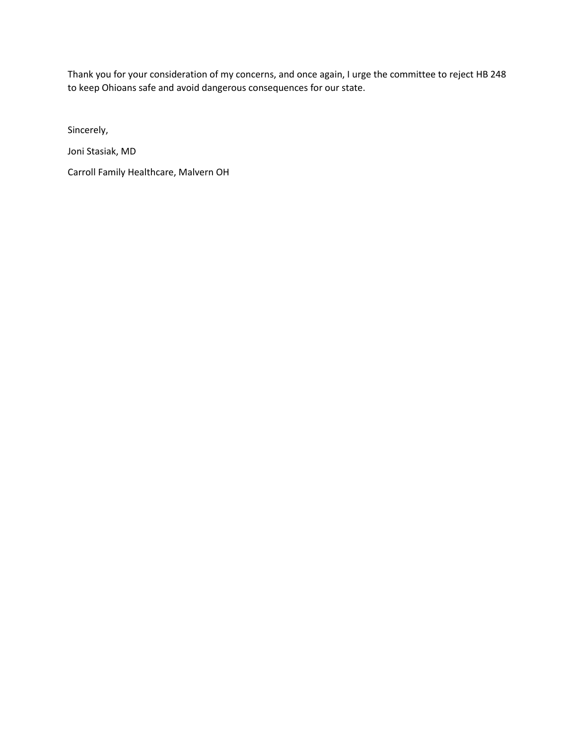Thank you for your consideration of my concerns, and once again, I urge the committee to reject HB 248 to keep Ohioans safe and avoid dangerous consequences for our state.

Sincerely,

Joni Stasiak, MD

Carroll Family Healthcare, Malvern OH